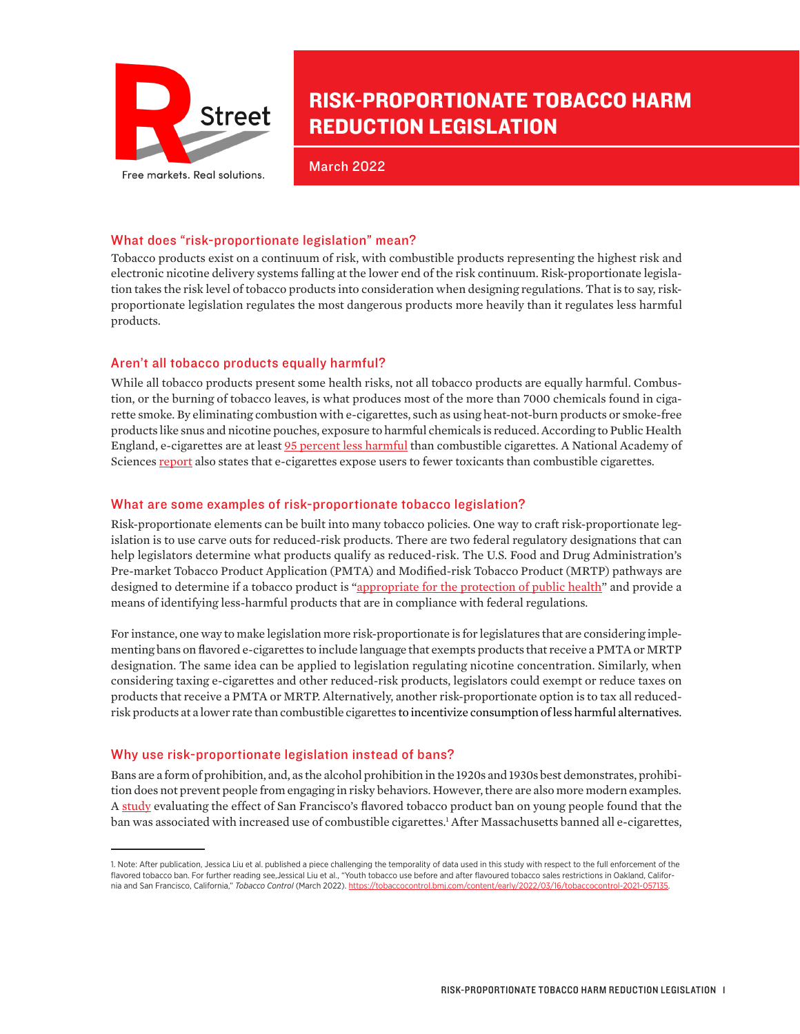R Street

Free markets. Real solutions.

# RISK-PROPORTIONATE TOBACCO HARM REDUCTION LEGISLATION

March 2022

## What does "risk-proportionate legislation" mean?

Tobacco products exist on a continuum of risk, with combustible products representing the highest risk and electronic nicotine delivery systems falling at the lower end of the risk continuum. Risk-proportionate legislation takes the risk level of tobacco products into consideration when designing regulations. That is to say, risk-proportionate legislation regulates the most dangerous products more heavily than it regulates less harmful products.

## Aren't all tobacco products equally harmful?

While all tobacco products present some health risks, not all tobacco products are equally harmful. Combustion, or the burning of tobacco leaves, is what produces most of the more than 7000 chemicals found in cigarette smoke. By eliminating combustion with e-cigarettes, such as using heat-not-burn products or smoke-free products like snus and nicotine pouches, exposure to harmful chemicals is reduced. According to Public Health England, e-cigarettes are at least 95 percent less harmful than combustible cigarettes. A National Academy of Sciences report also states that e-cigarettes expose users to fewer toxicants than combustible cigarettes.

## What are some examples of risk-proportionate tobacco legislation?

Risk-proportionate elements can be built into many tobacco policies. One way to craft risk-proportionate legislation is to use carve outs for reduced-risk products. There are two federal regulatory designations that can help legislators determine what products qualify as reduced-risk. The U.S. Food and Drug Administration's Pre-market Tobacco Product Application (PMTA) and Modified-risk Tobacco Product (MRTP) pathways are designed to determine if a tobacco product is "appropriate for the protection of public health" and provide a means of identifying less-harmful products that are in compliance with federal regulations.

For instance, one way to make legislation more risk-proportionate is for legislatures that are considering implementing bans on flavored e-cigarettes to include language that exempts products that receive a PMTA or MRTP designation. The same idea can be applied to legislation regulating nicotine concentration. Similarly, when considering taxing e-cigarettes and other reduced-risk products, legislators could exempt or reduce taxes on products that receive a PMTA or MRTP. Alternatively, another risk-proportionate option is to tax all reduced-risk products at a lower rate than combustible cigarettes to incentivize consumption of less harmful alternatives.

## Why use risk-proportionate legislation instead of bans?

Bans are a form of prohibition, and, as the alcohol prohibition in the 1920s and 1930s best demonstrates, prohibition does not prevent people from engaging in risky behaviors. However, there are also more modern examples. A study evaluating the effect of San Francisco's flavored tobacco product ban on young people found that the ban was associated with increased use of combustible cigarettes.[1] After Massachusetts banned all e-cigarettes,

1. Note: After publication, Jessica Liu et al. published a piece challenging the temporality of data used in this study with respect to the full enforcement of the flavored tobacco ban. For further reading see,Jessical Liu et al., "Youth tobacco use before and after flavoured tobacco sales restrictions in Oakland, California and San Francisco, California," *Tobacco Control* (March 2022). https://tobaccocontrol.bmj.com/content/early/2022/03/16/tobaccocontrol-2021-057135.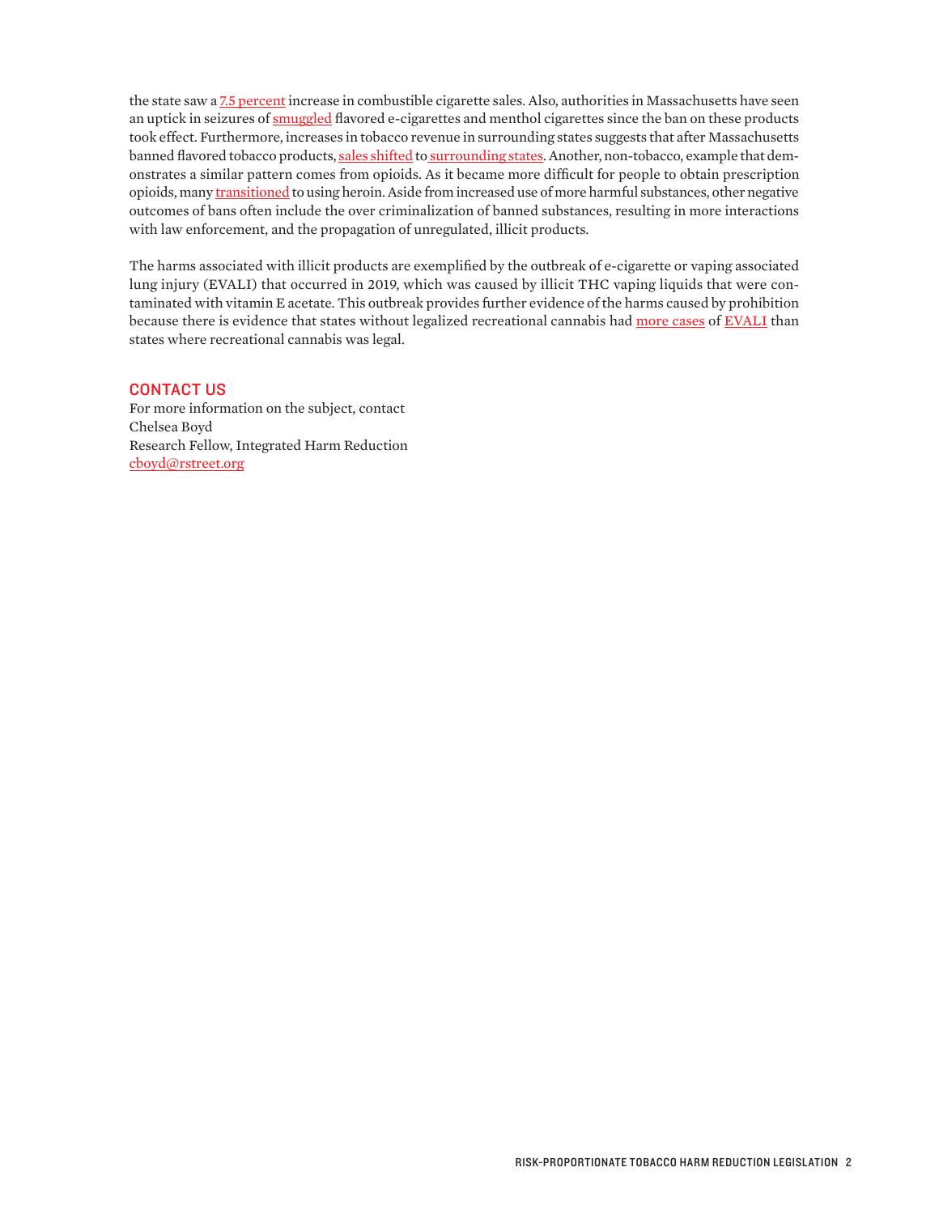the state saw a 7.5 percent increase in combustible cigarette sales. Also, authorities in Massachusetts have seen an uptick in seizures of smuggled flavored e-cigarettes and menthol cigarettes since the ban on these products took effect. Furthermore, increases in tobacco revenue in surrounding states suggests that after Massachusetts banned flavored tobacco products, sales shifted to surrounding states. Another, non-tobacco, example that demonstrates a similar pattern comes from opioids. As it became more difficult for people to obtain prescription opioids, many transitioned to using heroin. Aside from increased use of more harmful substances, other negative outcomes of bans often include the over criminalization of banned substances, resulting in more interactions with law enforcement, and the propagation of unregulated, illicit products.

The harms associated with illicit products are exemplified by the outbreak of e-cigarette or vaping associated lung injury (EVALI) that occurred in 2019, which was caused by illicit THC vaping liquids that were contaminated with vitamin E acetate. This outbreak provides further evidence of the harms caused by prohibition because there is evidence that states without legalized recreational cannabis had more cases of EVALI than states where recreational cannabis was legal.

## CONTACT US

For more information on the subject, contact
Chelsea Boyd
Research Fellow, Integrated Harm Reduction
cboyd@rstreet.org